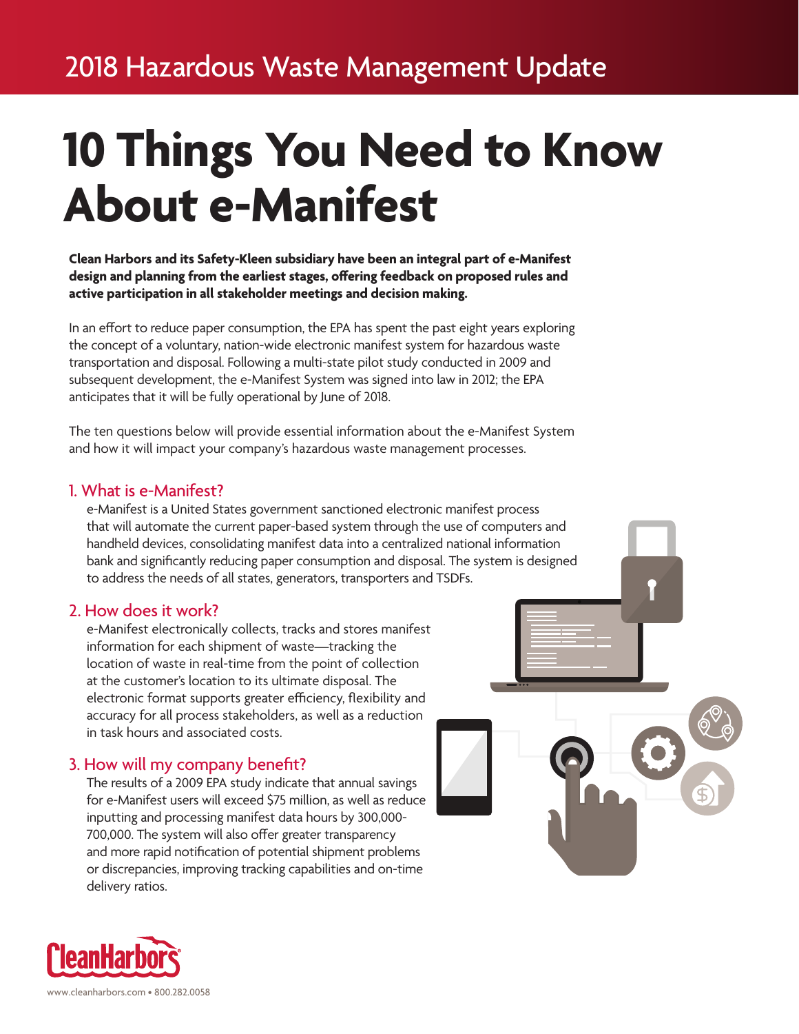2018 Hazardous Waste Management Update

# 10 Things You Need to Know About e-Manifest

**Clean Harbors and its Safety-Kleen subsidiary have been an integral part of e-Manifest design and planning from the earliest stages, offering feedback on proposed rules and active participation in all stakeholder meetings and decision making.**

In an effort to reduce paper consumption, the EPA has spent the past eight years exploring the concept of a voluntary, nation-wide electronic manifest system for hazardous waste transportation and disposal. Following a multi-state pilot study conducted in 2009 and subsequent development, the e-Manifest System was signed into law in 2012; the EPA anticipates that it will be fully operational by June of 2018.

The ten questions below will provide essential information about the e-Manifest System and how it will impact your company's hazardous waste management processes.

## 1. What is e-Manifest?

e-Manifest is a United States government sanctioned electronic manifest process that will automate the current paper-based system through the use of computers and handheld devices, consolidating manifest data into a centralized national information bank and significantly reducing paper consumption and disposal. The system is designed to address the needs of all states, generators, transporters and TSDFs.

## 2. How does it work?

e-Manifest electronically collects, tracks and stores manifest information for each shipment of waste—tracking the location of waste in real-time from the point of collection at the customer's location to its ultimate disposal. The electronic format supports greater efficiency, flexibility and accuracy for all process stakeholders, as well as a reduction in task hours and associated costs.

## 3. How will my company benefit?

The results of a 2009 EPA study indicate that annual savings for e-Manifest users will exceed $75 million, as well as reduce inputting and processing manifest data hours by 300,000-700,000. The system will also offer greater transparency and more rapid notification of potential shipment problems or discrepancies, improving tracking capabilities and on-time delivery ratios.

CleanHarbors

www.cleanharbors.com • 800.282.0058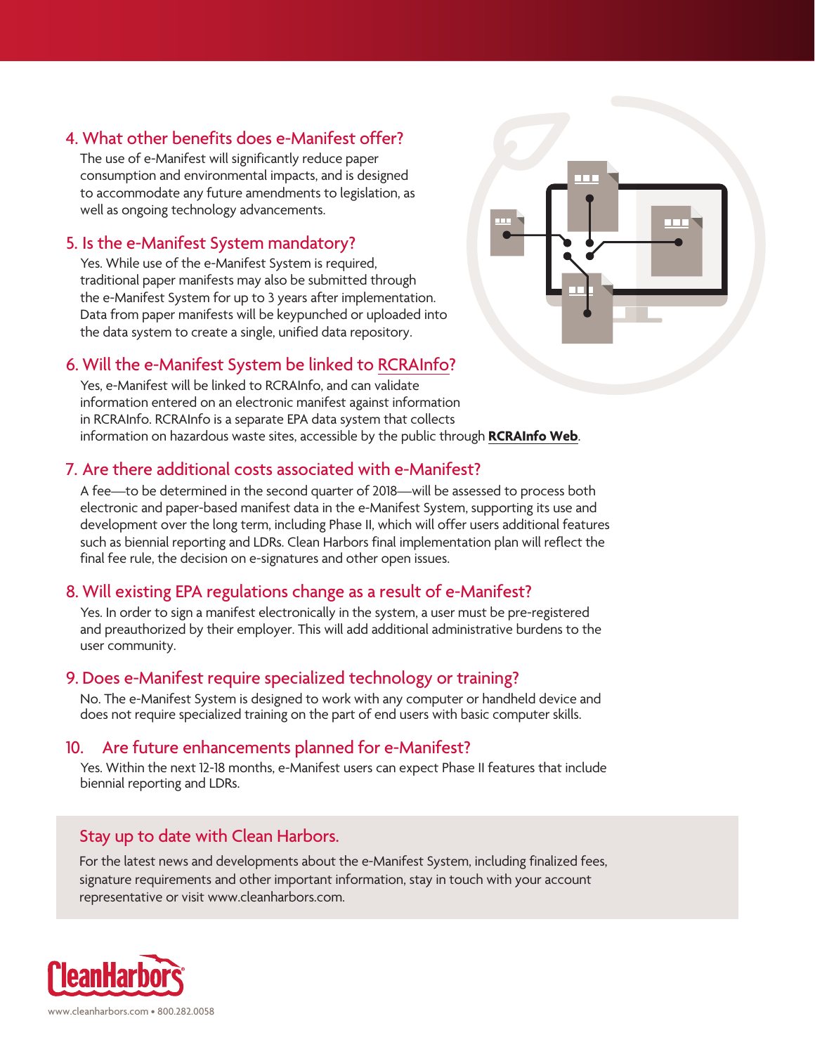## 4. What other benefits does e-Manifest offer?

The use of e-Manifest will significantly reduce paper consumption and environmental impacts, and is designed to accommodate any future amendments to legislation, as well as ongoing technology advancements.

## 5. Is the e-Manifest System mandatory?

Yes. While use of the e-Manifest System is required, traditional paper manifests may also be submitted through the e-Manifest System for up to 3 years after implementation. Data from paper manifests will be keypunched or uploaded into the data system to create a single, unified data repository.

## 6. Will the e-Manifest System be linked to RCRAInfo?

Yes, e-Manifest will be linked to RCRAInfo, and can validate information entered on an electronic manifest against information in RCRAInfo. RCRAInfo is a separate EPA data system that collects information on hazardous waste sites, accessible by the public through **RCRAInfo Web**.

## 7. Are there additional costs associated with e-Manifest?

A fee—to be determined in the second quarter of 2018—will be assessed to process both electronic and paper-based manifest data in the e-Manifest System, supporting its use and development over the long term, including Phase II, which will offer users additional features such as biennial reporting and LDRs. Clean Harbors final implementation plan will reflect the final fee rule, the decision on e-signatures and other open issues.

## 8. Will existing EPA regulations change as a result of e-Manifest?

Yes. In order to sign a manifest electronically in the system, a user must be pre-registered and preauthorized by their employer. This will add additional administrative burdens to the user community.

## 9. Does e-Manifest require specialized technology or training?

No. The e-Manifest System is designed to work with any computer or handheld device and does not require specialized training on the part of end users with basic computer skills.

## 10. Are future enhancements planned for e-Manifest?

Yes. Within the next 12-18 months, e-Manifest users can expect Phase II features that include biennial reporting and LDRs.

## Stay up to date with Clean Harbors.

For the latest news and developments about the e-Manifest System, including finalized fees, signature requirements and other important information, stay in touch with your account representative or visit www.cleanharbors.com.

CleanHarbors

www.cleanharbors.com • 800.282.0058